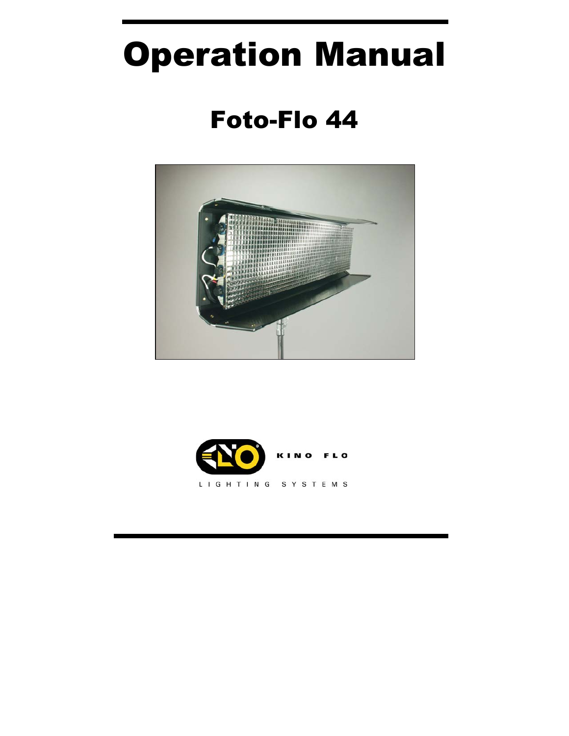# Operation Manual

## Foto-Flo 44

KINO FLO

LIGHTING SYSTEMS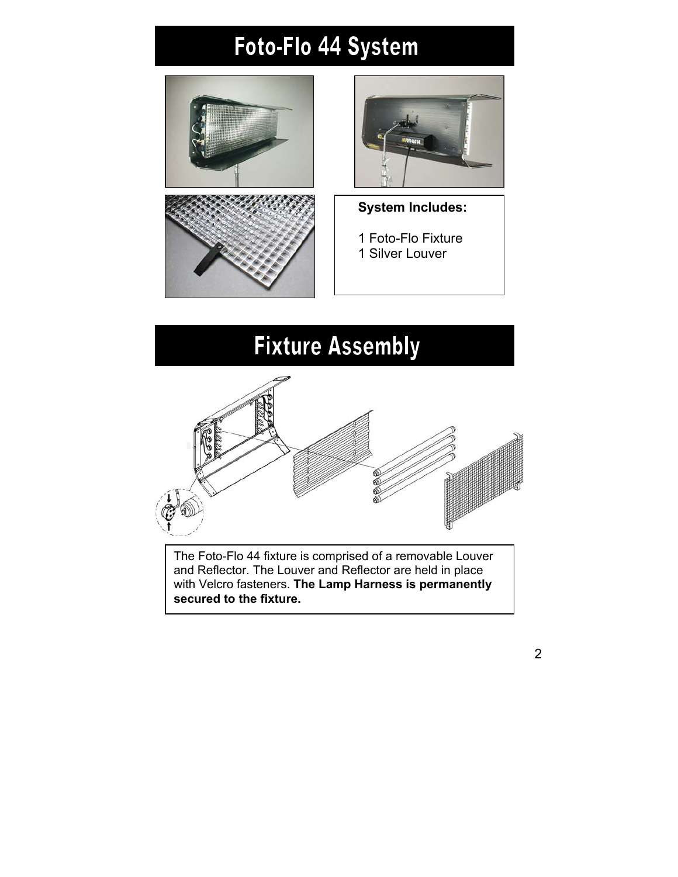# Foto-Flo 44 System

**System Includes:**

1 Foto-Flo Fixture
1 Silver Louver

# Fixture Assembly

The Foto-Flo 44 fixture is comprised of a removable Louver and Reflector. The Louver and Reflector are held in place with Velcro fasteners. **The Lamp Harness is permanently secured to the fixture.**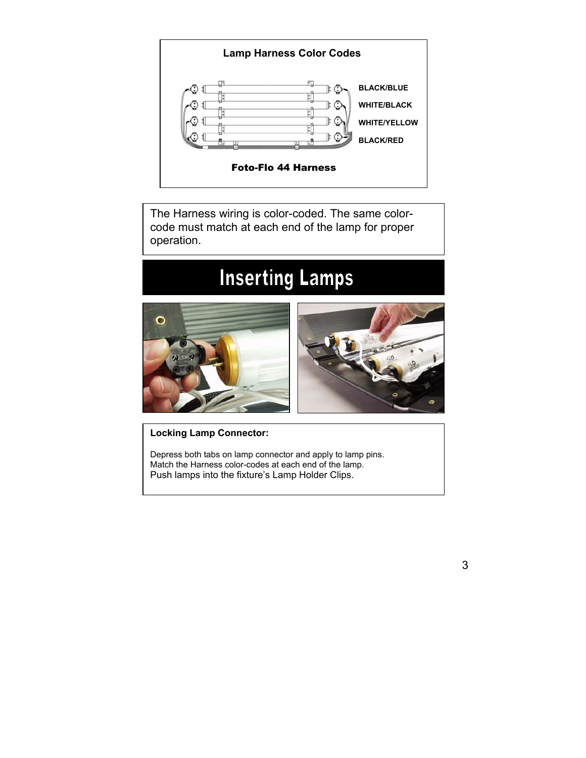**Lamp Harness Color Codes**

BLACK/BLUE

WHITE/BLACK

WHITE/YELLOW

BLACK/RED

**Foto-Flo 44 Harness**

The Harness wiring is color-coded. The same color-code must match at each end of the lamp for proper operation.

# Inserting Lamps

**Locking Lamp Connector:**

Depress both tabs on lamp connector and apply to lamp pins.
Match the Harness color-codes at each end of the lamp.
Push lamps into the fixture's Lamp Holder Clips.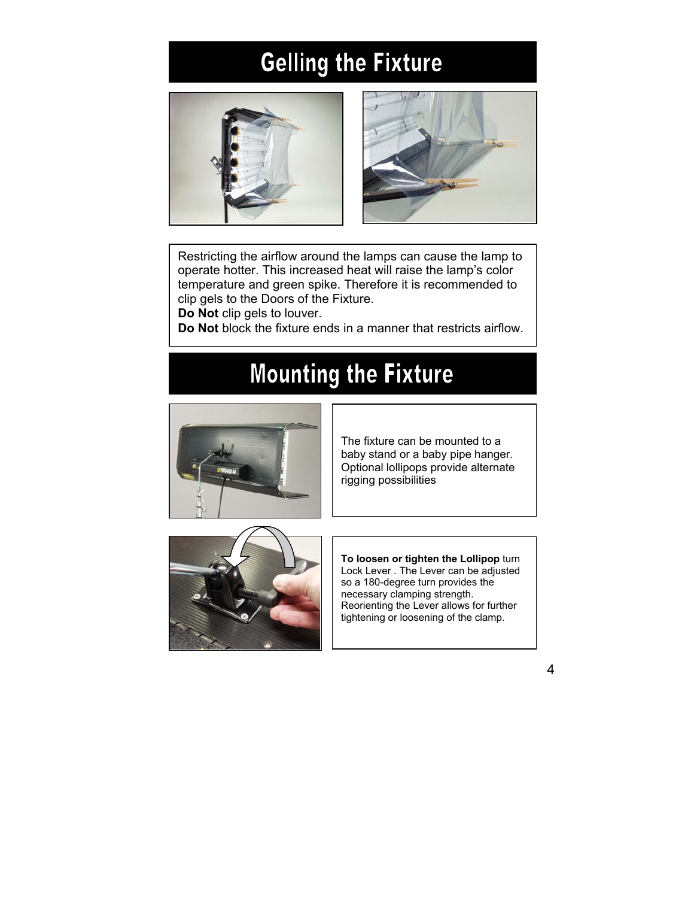# Gelling the Fixture

Restricting the airflow around the lamps can cause the lamp to operate hotter. This increased heat will raise the lamp's color temperature and green spike. Therefore it is recommended to clip gels to the Doors of the Fixture.
**Do Not** clip gels to louver.
**Do Not** block the fixture ends in a manner that restricts airflow.

# Mounting the Fixture

The fixture can be mounted to a baby stand or a baby pipe hanger. Optional lollipops provide alternate rigging possibilities

**To loosen or tighten the Lollipop** turn Lock Lever . The Lever can be adjusted so a 180-degree turn provides the necessary clamping strength. Reorienting the Lever allows for further tightening or loosening of the clamp.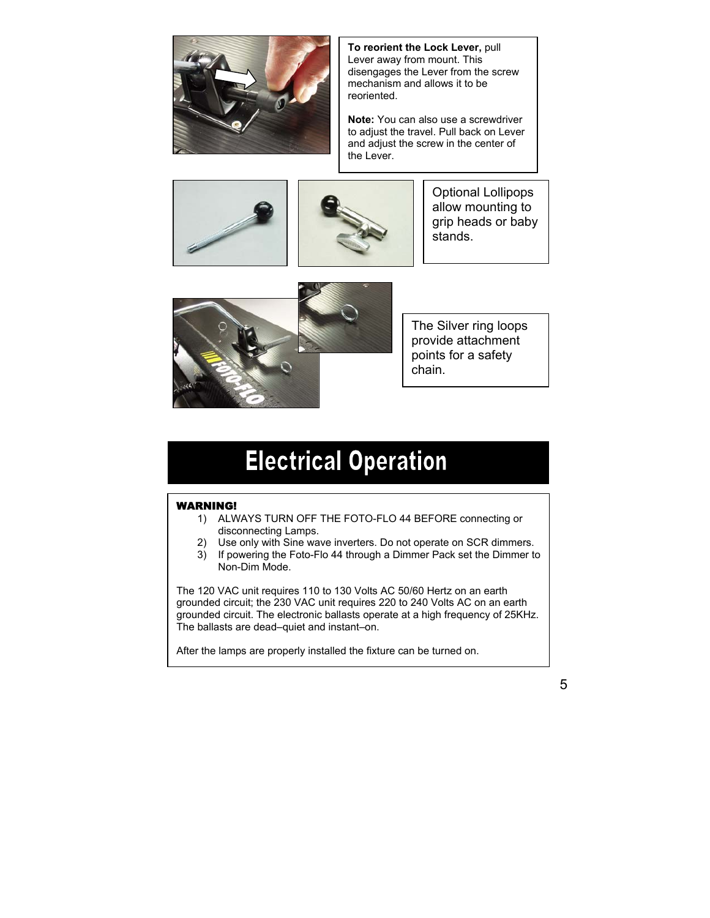**To reorient the Lock Lever,** pull Lever away from mount. This disengages the Lever from the screw mechanism and allows it to be reoriented.

**Note:** You can also use a screwdriver to adjust the travel. Pull back on Lever and adjust the screw in the center of the Lever.

Optional Lollipops allow mounting to grip heads or baby stands.

The Silver ring loops provide attachment points for a safety chain.

# Electrical Operation

**WARNING!**

1) ALWAYS TURN OFF THE FOTO-FLO 44 BEFORE connecting or disconnecting Lamps.
2) Use only with Sine wave inverters. Do not operate on SCR dimmers.
3) If powering the Foto-Flo 44 through a Dimmer Pack set the Dimmer to Non-Dim Mode.

The 120 VAC unit requires 110 to 130 Volts AC 50/60 Hertz on an earth grounded circuit; the 230 VAC unit requires 220 to 240 Volts AC on an earth grounded circuit. The electronic ballasts operate at a high frequency of 25KHz. The ballasts are dead–quiet and instant–on.

After the lamps are properly installed the fixture can be turned on.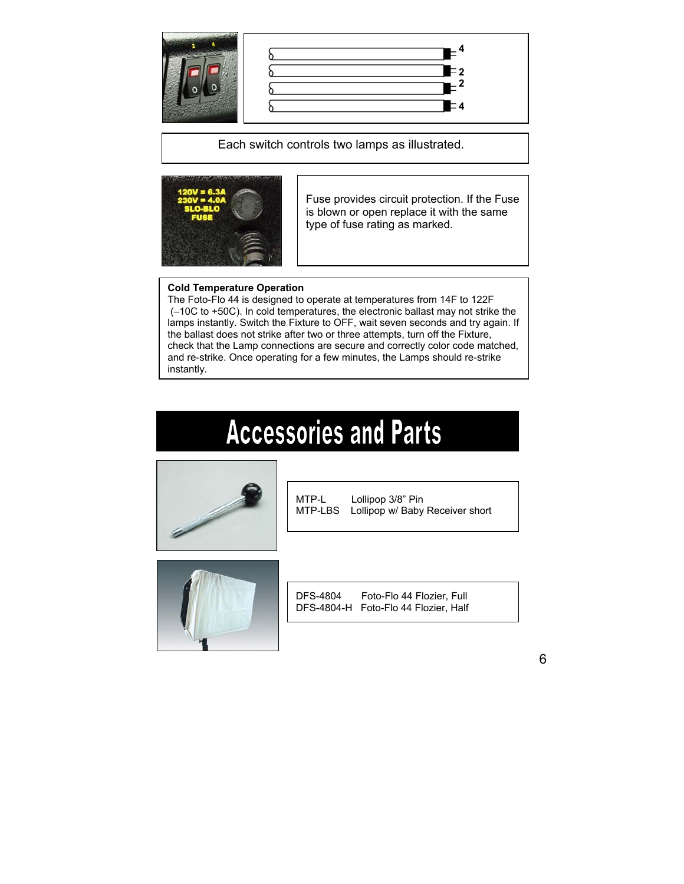Each switch controls two lamps as illustrated.

Fuse provides circuit protection. If the Fuse is blown or open replace it with the same type of fuse rating as marked.

**Cold Temperature Operation**

The Foto-Flo 44 is designed to operate at temperatures from 14F to 122F (–10C to +50C). In cold temperatures, the electronic ballast may not strike the lamps instantly. Switch the Fixture to OFF, wait seven seconds and try again. If the ballast does not strike after two or three attempts, turn off the Fixture, check that the Lamp connections are secure and correctly color code matched, and re-strike. Once operating for a few minutes, the Lamps should re-strike instantly.

# Accessories and Parts

MTP-L Lollipop 3/8" Pin
MTP-LBS Lollipop w/ Baby Receiver short

DFS-4804 Foto-Flo 44 Flozier, Full
DFS-4804-H Foto-Flo 44 Flozier, Half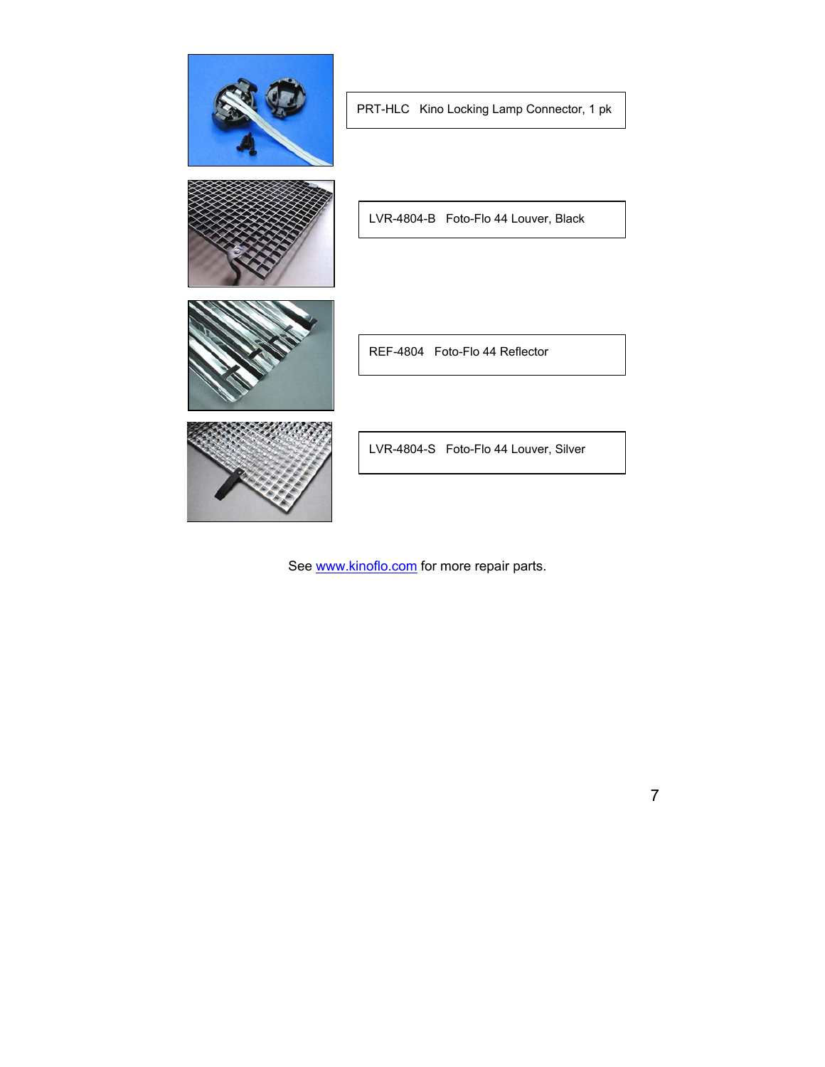PRT-HLC   Kino Locking Lamp Connector, 1 pk

LVR-4804-B   Foto-Flo 44 Louver, Black

REF-4804   Foto-Flo 44 Reflector

LVR-4804-S   Foto-Flo 44 Louver, Silver

See www.kinoflo.com for more repair parts.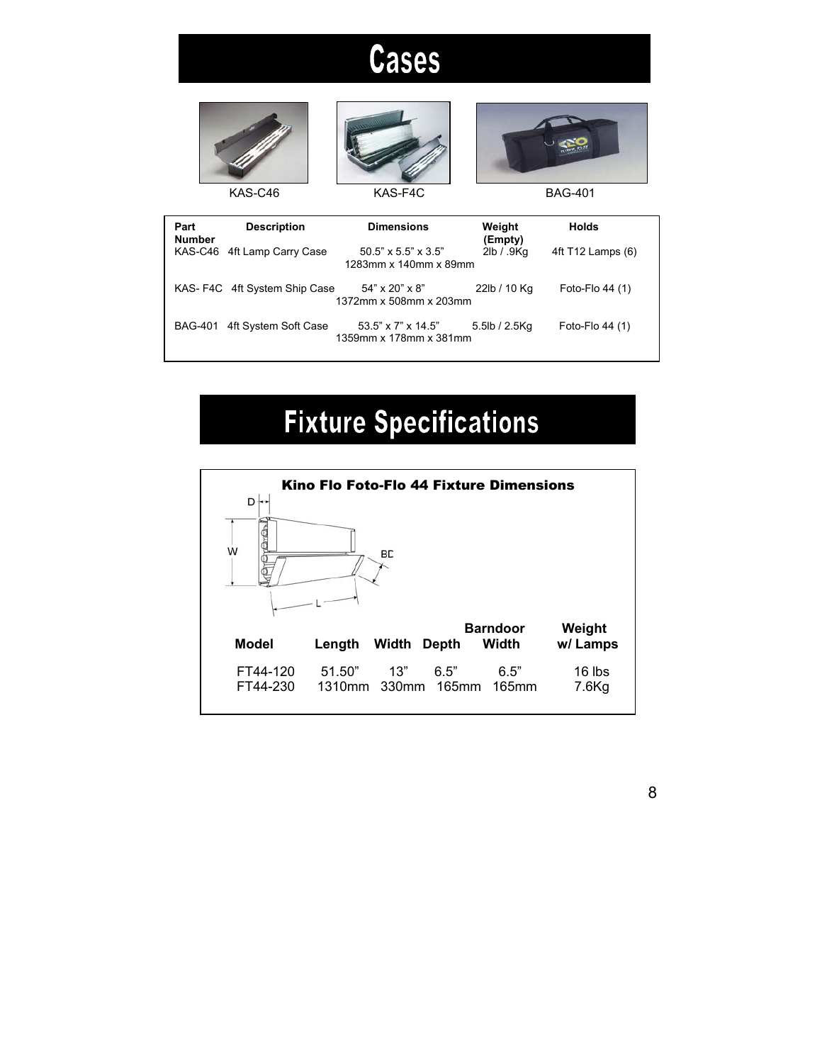# Cases

KAS-C46    KAS-F4C    BAG-401

| Part Number | Description | Dimensions | Weight (Empty) | Holds |
|---|---|---|---|---|
| KAS-C46 | 4ft Lamp Carry Case | 50.5” x 5.5” x 3.5”<br>1283mm x 140mm x 89mm | 2lb / .9Kg | 4ft T12 Lamps (6) |
| KAS- F4C | 4ft System Ship Case | 54” x 20” x 8”<br>1372mm x 508mm x 203mm | 22lb / 10 Kg | Foto-Flo 44 (1) |
| BAG-401 | 4ft System Soft Case | 53.5” x 7” x 14.5”<br>1359mm x 178mm x 381mm | 5.5lb / 2.5Kg | Foto-Flo 44 (1) |

# Fixture Specifications

**Kino Flo Foto-Flo 44 Fixture Dimensions**

D  W  BD  L

| Model | Length | Width | Depth | Barndoor Width | Weight w/ Lamps |
|---|---|---|---|---|---|
| FT44-120 | 51.50” | 13” | 6.5” | 6.5” | 16 lbs |
| FT44-230 | 1310mm | 330mm | 165mm | 165mm | 7.6Kg |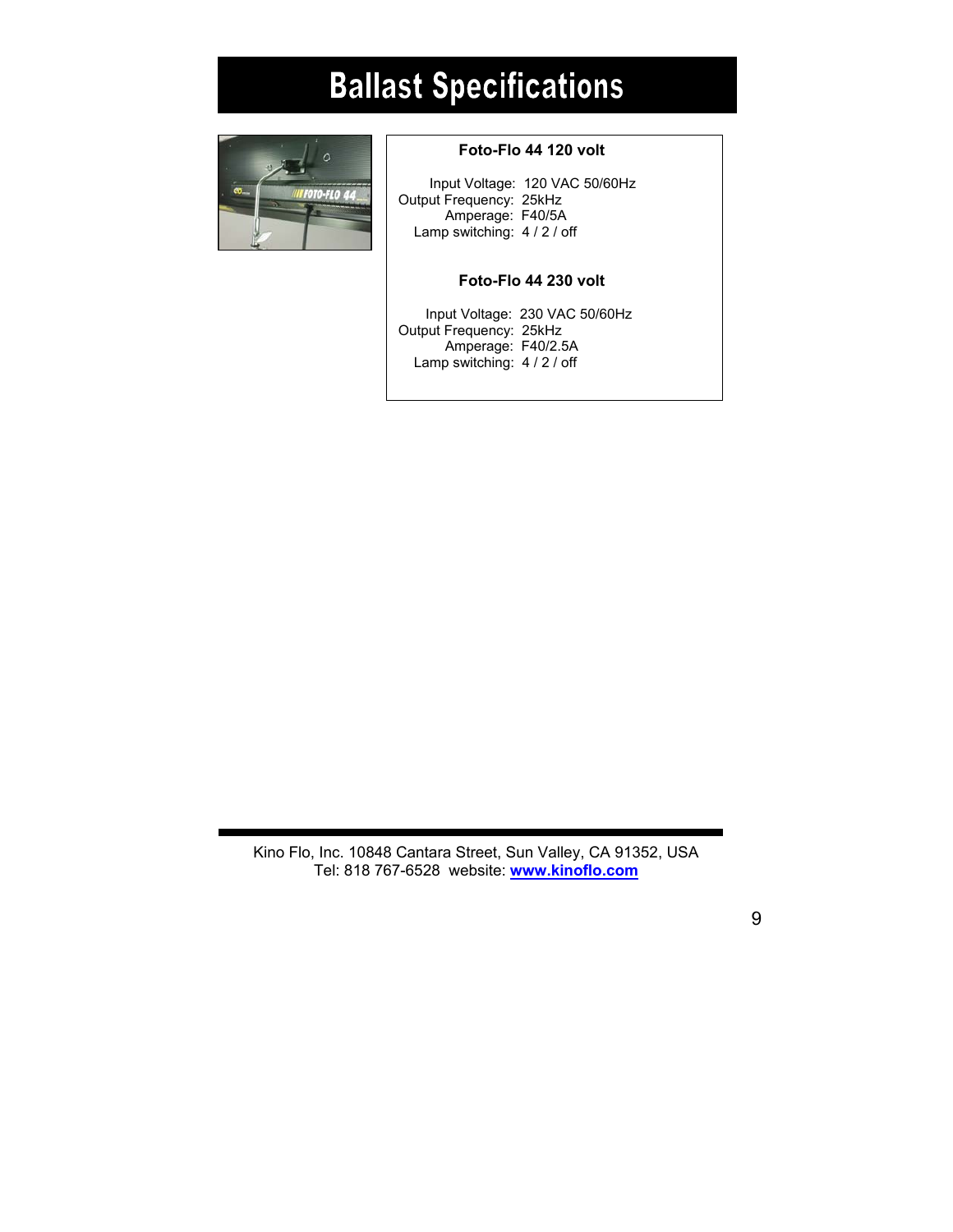# Ballast Specifications

### Foto-Flo 44 120 volt

Input Voltage: 120 VAC 50/60Hz
Output Frequency: 25kHz
Amperage: F40/5A
Lamp switching: 4 / 2 / off

### Foto-Flo 44 230 volt

Input Voltage: 230 VAC 50/60Hz
Output Frequency: 25kHz
Amperage: F40/2.5A
Lamp switching: 4 / 2 / off

Kino Flo, Inc. 10848 Cantara Street, Sun Valley, CA 91352, USA
Tel: 818 767-6528 website: **www.kinoflo.com**